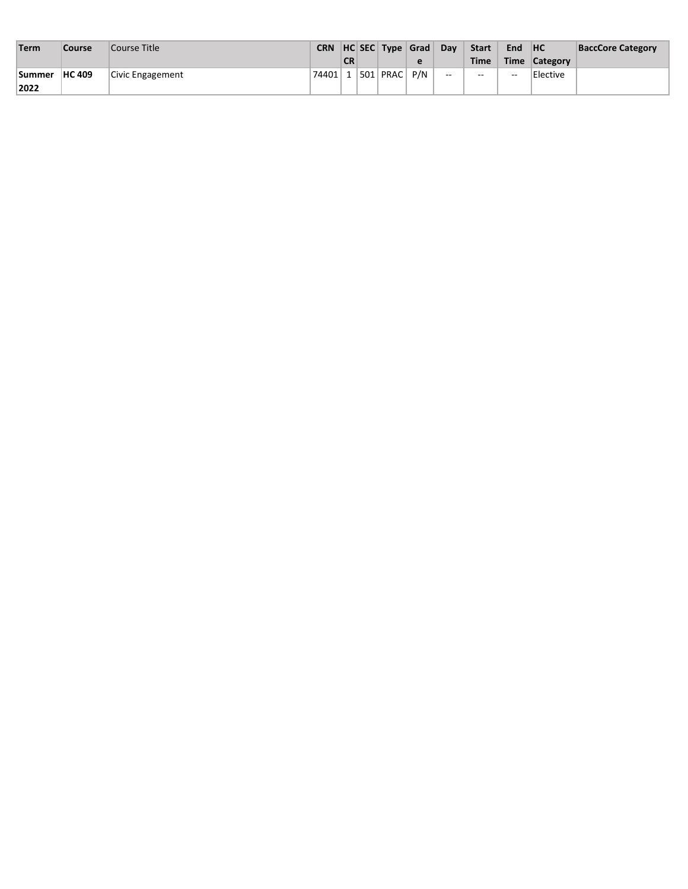| Term | Course | Course Title | CRN | HC CR | SEC | Type | Grade | Day | Start Time | End Time | HC Category | BaccCore Category |
|---|---|---|---|---|---|---|---|---|---|---|---|---|
| **Summer 2022** | **HC 409** | Civic Engagement | 74401 | 1 | 501 | PRAC | P/N | -- | -- | -- | Elective | |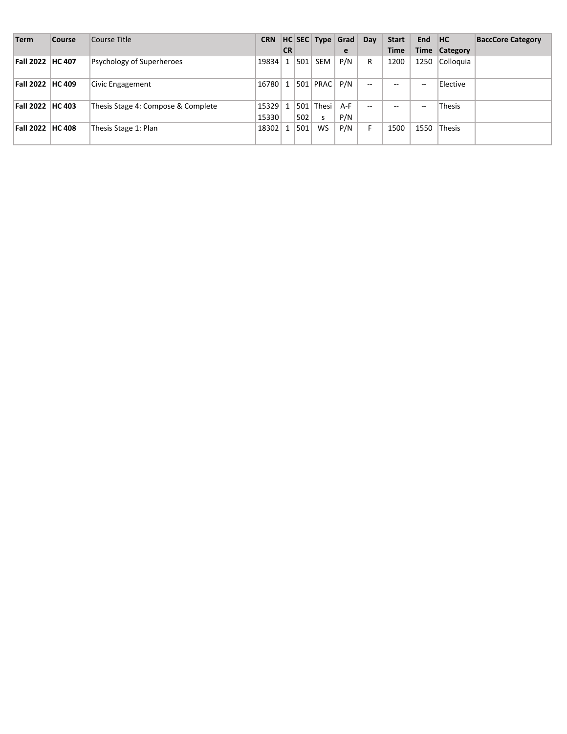| Term | Course | Course Title | CRN | HC CR | SEC | Type | Grade | Day | Start Time | End Time | HC Category | BaccCore Category |
|---|---|---|---|---|---|---|---|---|---|---|---|---|
| **Fall 2022** | **HC 407** | Psychology of Superheroes | 19834 | 1 | 501 | SEM | P/N | R | 1200 | 1250 | Colloquia | |
| **Fall 2022** | **HC 409** | Civic Engagement | 16780 | 1 | 501 | PRAC | P/N | -- | -- | -- | Elective | |
| **Fall 2022** | **HC 403** | Thesis Stage 4: Compose & Complete | 15329 15330 | 1 | 501 502 | Thesis | A-F P/N | -- | -- | -- | Thesis | |
| **Fall 2022** | **HC 408** | Thesis Stage 1: Plan | 18302 | 1 | 501 | WS | P/N | F | 1500 | 1550 | Thesis | |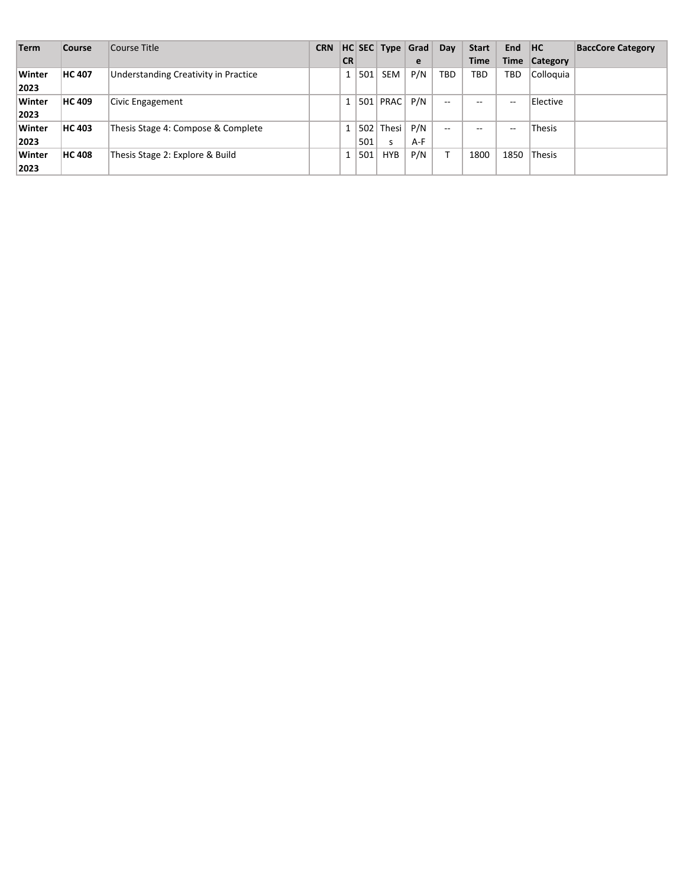| Term | Course | Course Title | CRN | HC CR | SEC | Type | Grade | Day | Start Time | End Time | HC Category | BaccCore Category |
|---|---|---|---|---|---|---|---|---|---|---|---|---|
| **Winter 2023** | **HC 407** | Understanding Creativity in Practice | | 1 | 501 | SEM | P/N | TBD | TBD | TBD | Colloquia | |
| **Winter 2023** | **HC 409** | Civic Engagement | | 1 | 501 | PRAC | P/N | -- | -- | -- | Elective | |
| **Winter 2023** | **HC 403** | Thesis Stage 4: Compose & Complete | | 1 | 502 501 | Thesis | P/N A-F | -- | -- | -- | Thesis | |
| **Winter 2023** | **HC 408** | Thesis Stage 2: Explore & Build | | 1 | 501 | HYB | P/N | T | 1800 | 1850 | Thesis | |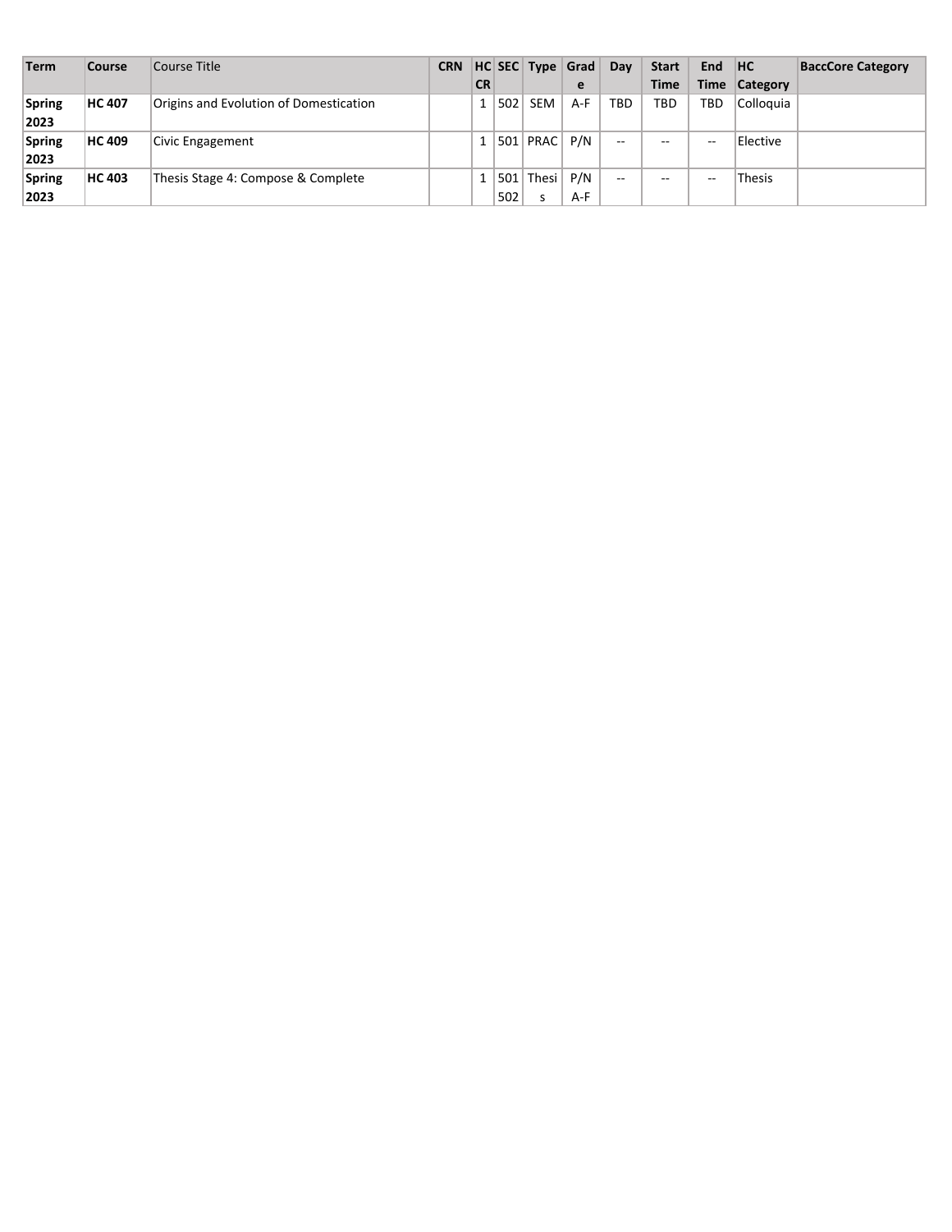| Term | Course | Course Title | CRN | HC CR | SEC | Type | Grade | Day | Start Time | End Time | HC Category | BaccCore Category |
|---|---|---|---|---|---|---|---|---|---|---|---|---|
| **Spring 2023** | **HC 407** | Origins and Evolution of Domestication | | 1 | 502 | SEM | A-F | TBD | TBD | TBD | Colloquia | |
| **Spring 2023** | **HC 409** | Civic Engagement | | 1 | 501 | PRAC | P/N | -- | -- | -- | Elective | |
| **Spring 2023** | **HC 403** | Thesis Stage 4: Compose & Complete | | 1 | 501 502 | Thesis | P/N A-F | -- | -- | -- | Thesis | |